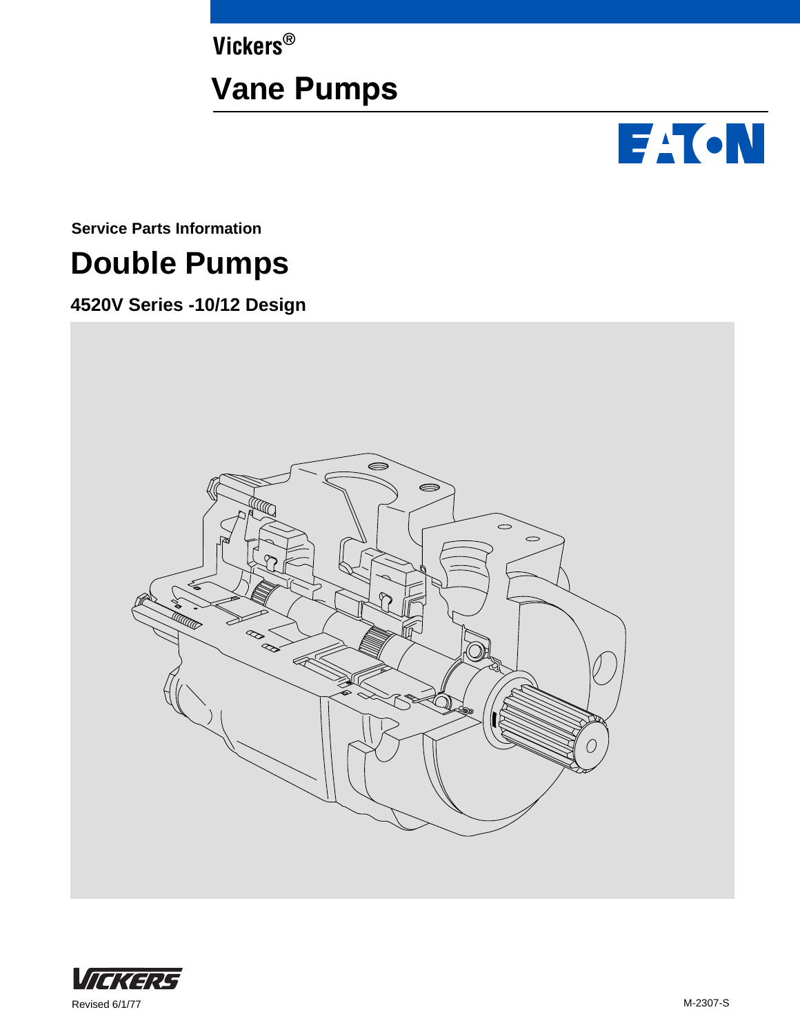Vickers®

# Vane Pumps

Service Parts Information

# Double Pumps

## 4520V Series -10/12 Design

VICKERS

Revised 6/1/77

M-2307-S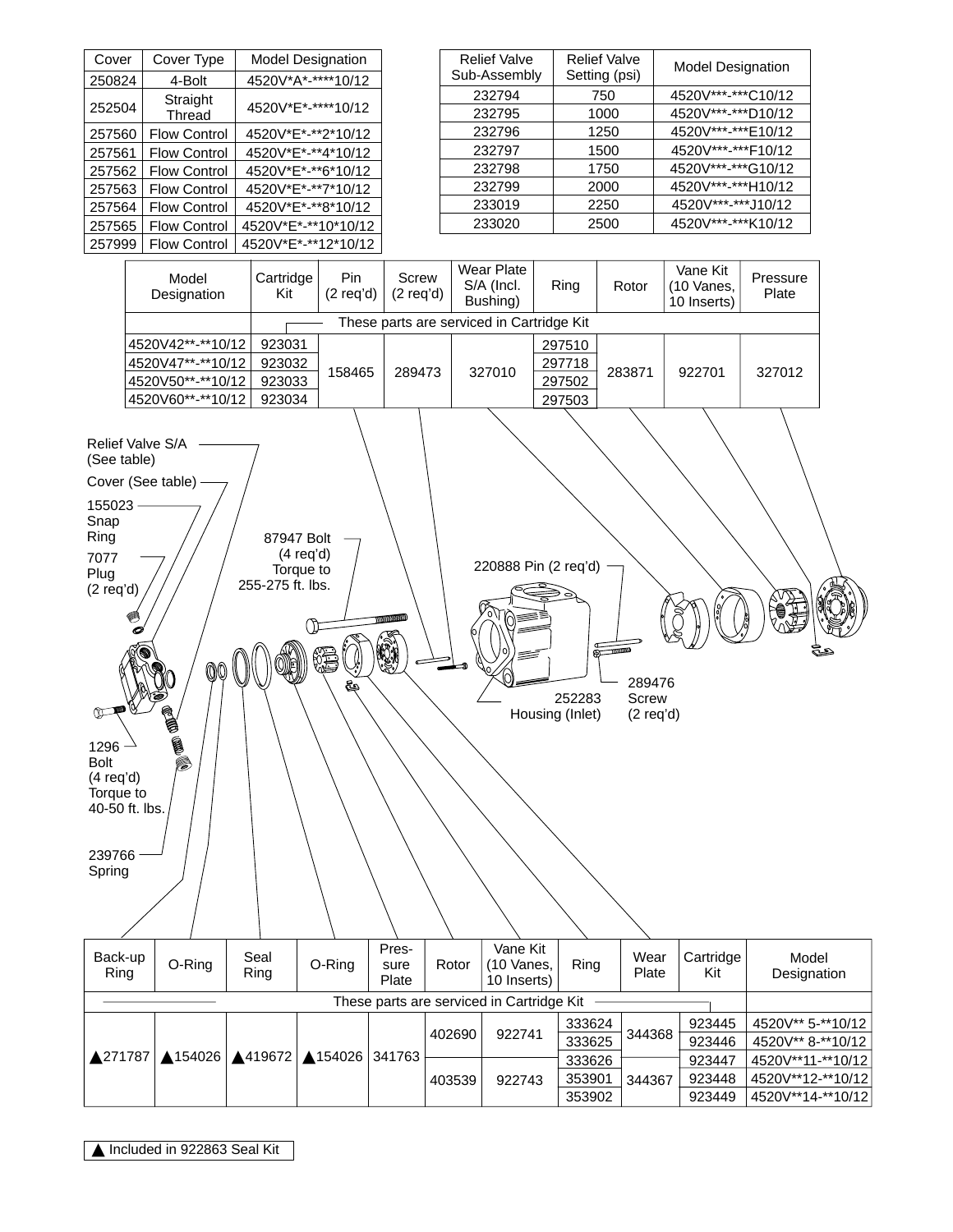| Cover | Cover Type | Model Designation |
|---|---|---|
| 250824 | 4-Bolt | 4520V*A*-****10/12 |
| 252504 | Straight Thread | 4520V*E*-****10/12 |
| 257560 | Flow Control | 4520V*E*-**2*10/12 |
| 257561 | Flow Control | 4520V*E*-**4*10/12 |
| 257562 | Flow Control | 4520V*E*-**6*10/12 |
| 257563 | Flow Control | 4520V*E*-**7*10/12 |
| 257564 | Flow Control | 4520V*E*-**8*10/12 |
| 257565 | Flow Control | 4520V*E*-**10*10/12 |
| 257999 | Flow Control | 4520V*E*-**12*10/12 |

| Relief Valve Sub-Assembly | Relief Valve Setting (psi) | Model Designation |
|---|---|---|
| 232794 | 750 | 4520V***-***C10/12 |
| 232795 | 1000 | 4520V***-***D10/12 |
| 232796 | 1250 | 4520V***-***E10/12 |
| 232797 | 1500 | 4520V***-***F10/12 |
| 232798 | 1750 | 4520V***-***G10/12 |
| 232799 | 2000 | 4520V***-***H10/12 |
| 233019 | 2250 | 4520V***-***J10/12 |
| 233020 | 2500 | 4520V***-***K10/12 |

| Model Designation | Cartridge Kit | Pin (2 req'd) | Screw (2 req'd) | Wear Plate S/A (Incl. Bushing) | Ring | Rotor | Vane Kit (10 Vanes, 10 Inserts) | Pressure Plate |
|---|---|---|---|---|---|---|---|---|
| | These parts are serviced in Cartridge Kit | | | | | | | |
| 4520V42**-**10/12 | 923031 | 158465 | 289473 | 327010 | 297510 | 283871 | 922701 | 327012 |
| 4520V47**-**10/12 | 923032 | | | | 297718 | | | |
| 4520V50**-**10/12 | 923033 | | | | 297502 | | | |
| 4520V60**-**10/12 | 923034 | | | | 297503 | | | |

Relief Valve S/A (See table)

Cover (See table)

155023 Snap Ring

7077 Plug (2 req'd)

87947 Bolt (4 req'd) Torque to 255-275 ft. lbs.

220888 Pin (2 req'd)

252283 Housing (Inlet)

289476 Screw (2 req'd)

1296 Bolt (4 req'd) Torque to 40-50 ft. lbs.

239766 Spring

| Back-up Ring | O-Ring | Seal Ring | O-Ring | Pressure Plate | Rotor | Vane Kit (10 Vanes, 10 Inserts) | Ring | Wear Plate | Cartridge Kit | Model Designation |
|---|---|---|---|---|---|---|---|---|---|---|
| These parts are serviced in Cartridge Kit | | | | | | | | | | |
| ▲271787 | ▲154026 | ▲419672 | ▲154026 | 341763 | 402690 | 922741 | 333624 | 344368 | 923445 | 4520V** 5-**10/12 |
| | | | | | | | 333625 | | 923446 | 4520V** 8-**10/12 |
| | | | | | 403539 | 922743 | 333626 | 344367 | 923447 | 4520V**11-**10/12 |
| | | | | | | | 353901 | | 923448 | 4520V**12-**10/12 |
| | | | | | | | 353902 | | 923449 | 4520V**14-**10/12 |

▲ Included in 922863 Seal Kit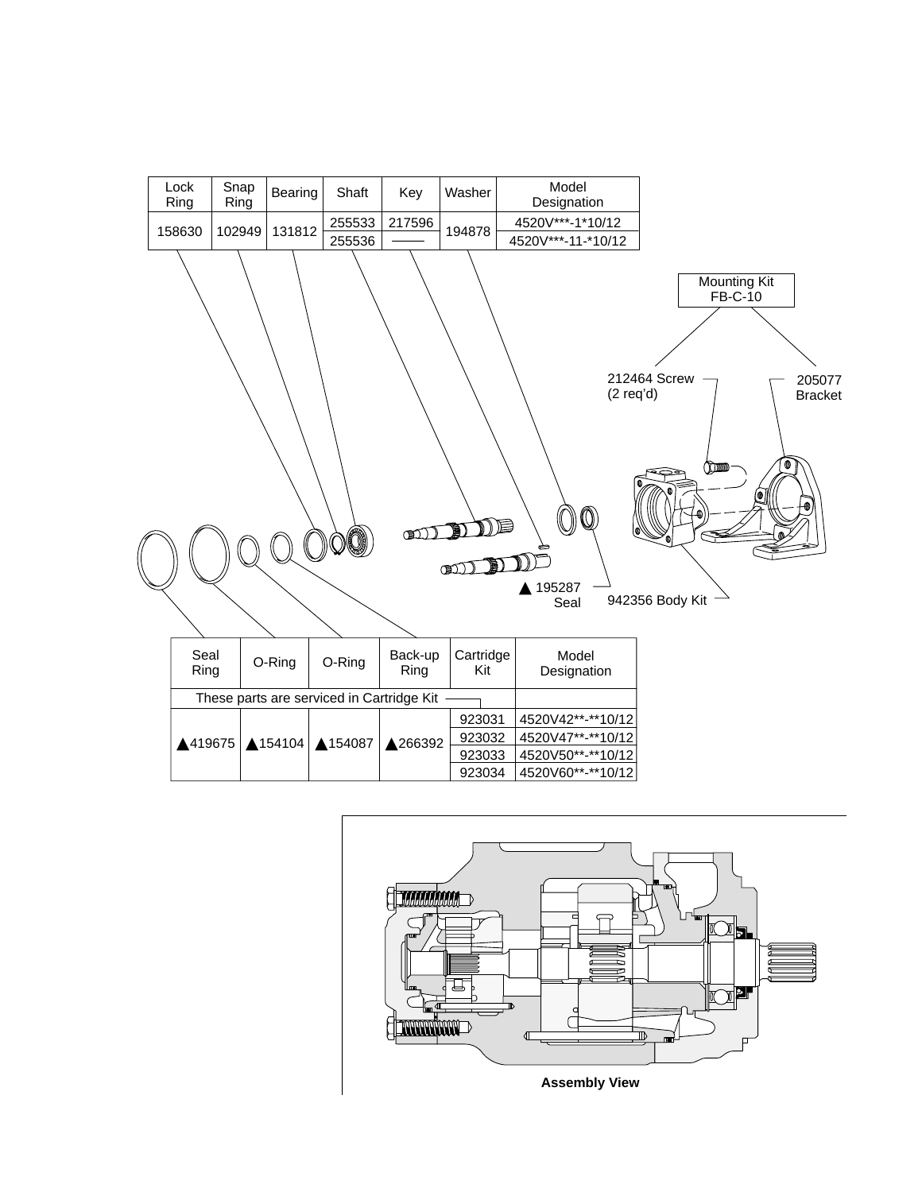| Lock Ring | Snap Ring | Bearing | Shaft | Key | Washer | Model Designation |
|---|---|---|---|---|---|---|
| 158630 | 102949 | 131812 | 255533 | 217596 | 194878 | 4520V***-1*10/12 |
| | | | 255536 | ——— | | 4520V***-11-*10/12 |

Mounting Kit FB-C-10

212464 Screw (2 req'd)

205077 Bracket

▲ 195287 Seal

942356 Body Kit

| Seal Ring | O-Ring | O-Ring | Back-up Ring | Cartridge Kit | Model Designation |
|---|---|---|---|---|---|
| These parts are serviced in Cartridge Kit | | | | | |
| ▲419675 | ▲154104 | ▲154087 | ▲266392 | 923031 | 4520V42**-**10/12 |
| | | | | 923032 | 4520V47**-**10/12 |
| | | | | 923033 | 4520V50**-**10/12 |
| | | | | 923034 | 4520V60**-**10/12 |

**Assembly View**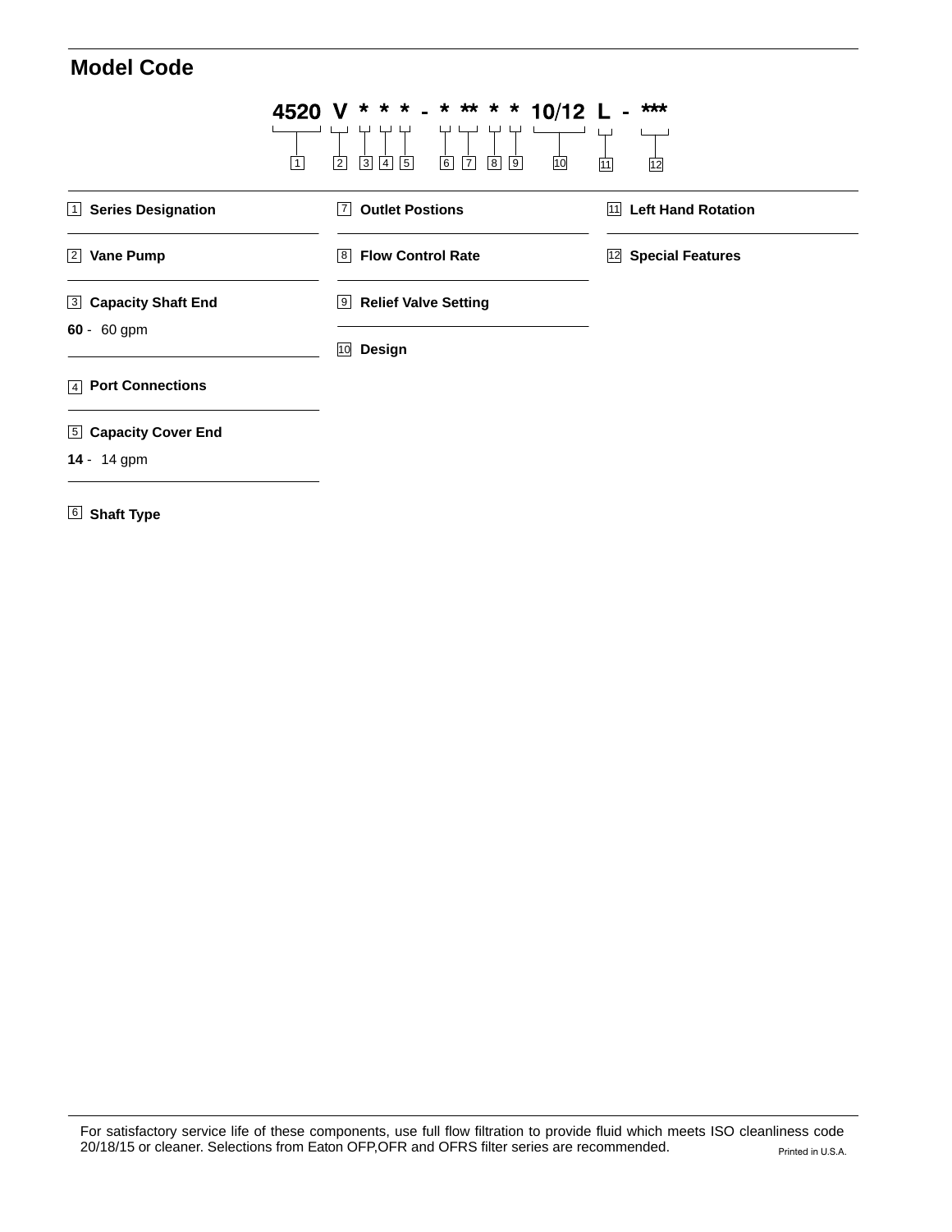## Model Code

```
4520 V * * * - * ** * * 10/12 L - ***
 1   2 3 4 5   6 7  8 9  10   11  12
```

1 **Series Designation**

2 **Vane Pump**

3 **Capacity Shaft End**

**60** - 60 gpm

4 **Port Connections**

5 **Capacity Cover End**

**14** - 14 gpm

6 **Shaft Type**

7 **Outlet Postions**

8 **Flow Control Rate**

9 **Relief Valve Setting**

10 **Design**

11 **Left Hand Rotation**

12 **Special Features**

For satisfactory service life of these components, use full flow filtration to provide fluid which meets ISO cleanliness code 20/18/15 or cleaner. Selections from Eaton OFP,OFR and OFRS filter series are recommended.

Printed in U.S.A.